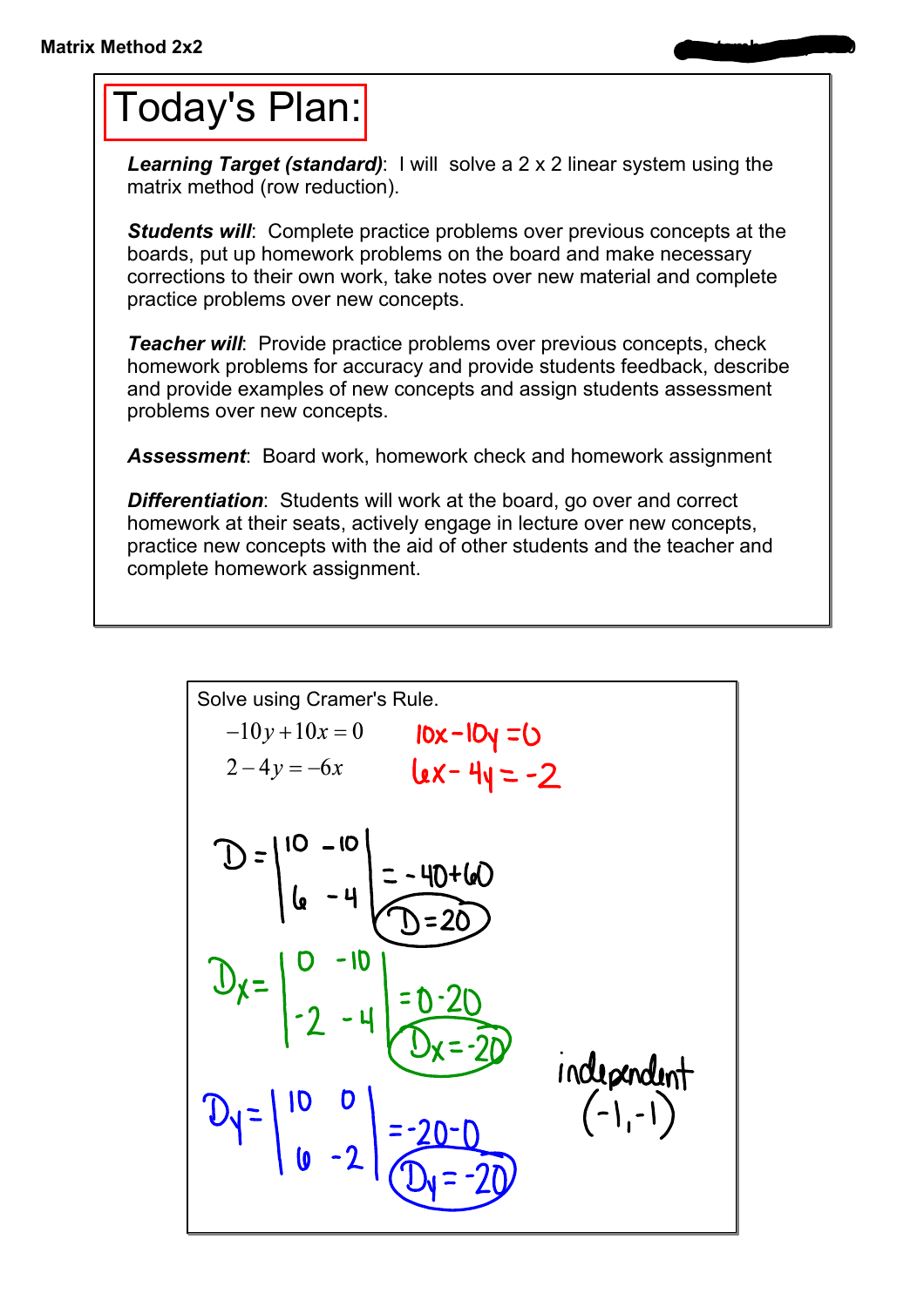# Matrix Method 2x2

## Today's Plan:

***Learning Target (standard)***: I will solve a 2 x 2 linear system using the matrix method (row reduction).

***Students will***: Complete practice problems over previous concepts at the boards, put up homework problems on the board and make necessary corrections to their own work, take notes over new material and complete practice problems over new concepts.

***Teacher will***: Provide practice problems over previous concepts, check homework problems for accuracy and provide students feedback, describe and provide examples of new concepts and assign students assessment problems over new concepts.

***Assessment***: Board work, homework check and homework assignment

***Differentiation***: Students will work at the board, go over and correct homework at their seats, actively engage in lecture over new concepts, practice new concepts with the aid of other students and the teacher and complete homework assignment.

---

Solve using Cramer's Rule.

$$-10y + 10x = 0 \qquad 10x - 10y = 0$$

$$2 - 4y = -6x \qquad 6x - 4y = -2$$

$$D = \begin{vmatrix} 10 & -10 \\ 6 & -4 \end{vmatrix} = -40 + 60 \quad D = 20$$

$$D_x = \begin{vmatrix} 0 & -10 \\ -2 & -4 \end{vmatrix} = 0 - 20 \quad D_x = -20$$

$$D_y = \begin{vmatrix} 10 & 0 \\ 6 & -2 \end{vmatrix} = -20 - 0 \quad D_y = -20$$

independent
$(-1, -1)$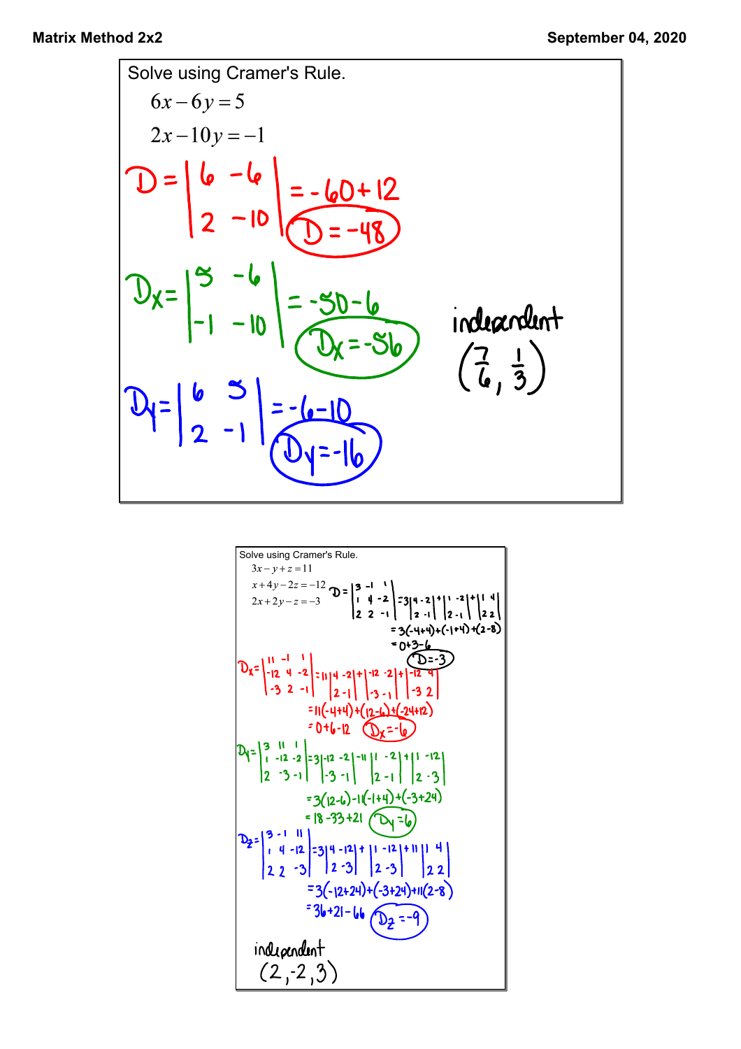Solve using Cramer's Rule.

$$6x - 6y = 5$$
$$2x - 10y = -1$$

$$D = \begin{vmatrix} 6 & -6 \\ 2 & -10 \end{vmatrix} = -60 + 12$$

$$D = -48$$

$$D_x = \begin{vmatrix} 5 & -6 \\ -1 & -10 \end{vmatrix} = -50 - 6$$

$$D_x = -56$$

$$D_y = \begin{vmatrix} 6 & 5 \\ 2 & -1 \end{vmatrix} = -6 - 10$$

$$D_y = -16$$

independent

$$\left(\frac{7}{6}, \frac{1}{3}\right)$$

Solve using Cramer's Rule.

$$3x - y + z = 11$$
$$x + 4y - 2z = -12$$
$$2x + 2y - z = -3$$

$$D = \begin{vmatrix} 3 & -1 & 1 \\ 1 & 4 & -2 \\ 2 & 2 & -1 \end{vmatrix} = 3\begin{vmatrix} 4 & -2 \\ 2 & -1 \end{vmatrix} + \begin{vmatrix} 1 & -2 \\ 2 & -1 \end{vmatrix} + \begin{vmatrix} 1 & 4 \\ 2 & 2 \end{vmatrix}$$

$$= 3(-4+4) + (-1+4) + (2-8)$$

$$= 0 + 3 - 6$$

$$D = -3$$

$$D_x = \begin{vmatrix} 11 & -1 & 1 \\ -12 & 4 & -2 \\ -3 & 2 & -1 \end{vmatrix} = 11\begin{vmatrix} 4 & -2 \\ 2 & -1 \end{vmatrix} + \begin{vmatrix} -12 & -2 \\ -3 & -1 \end{vmatrix} + \begin{vmatrix} -12 & 4 \\ -3 & 2 \end{vmatrix}$$

$$= 11(-4+4) + (12-6) + (-24+12)$$

$$= 0 + 6 - 12 \quad D_x = -6$$

$$D_y = \begin{vmatrix} 3 & 11 & 1 \\ 1 & -12 & -2 \\ 2 & -3 & -1 \end{vmatrix} = 3\begin{vmatrix} -12 & -2 \\ -3 & -1 \end{vmatrix} - 11\begin{vmatrix} 1 & -2 \\ 2 & -1 \end{vmatrix} + \begin{vmatrix} 1 & -12 \\ 2 & -3 \end{vmatrix}$$

$$= 3(12-6) - 11(-1+4) + (-3+24)$$

$$= 18 - 33 + 21 \quad D_y = 6$$

$$D_z = \begin{vmatrix} 3 & -1 & 11 \\ 1 & 4 & -12 \\ 2 & 2 & -3 \end{vmatrix} = 3\begin{vmatrix} 4 & -12 \\ 2 & -3 \end{vmatrix} + \begin{vmatrix} 1 & -12 \\ 2 & -3 \end{vmatrix} + 11\begin{vmatrix} 1 & 4 \\ 2 & 2 \end{vmatrix}$$

$$= 3(-12+24) + (-3+24) + 11(2-8)$$

$$= 36 + 21 - 66 \quad D_z = -9$$

independent

$$(2, -2, 3)$$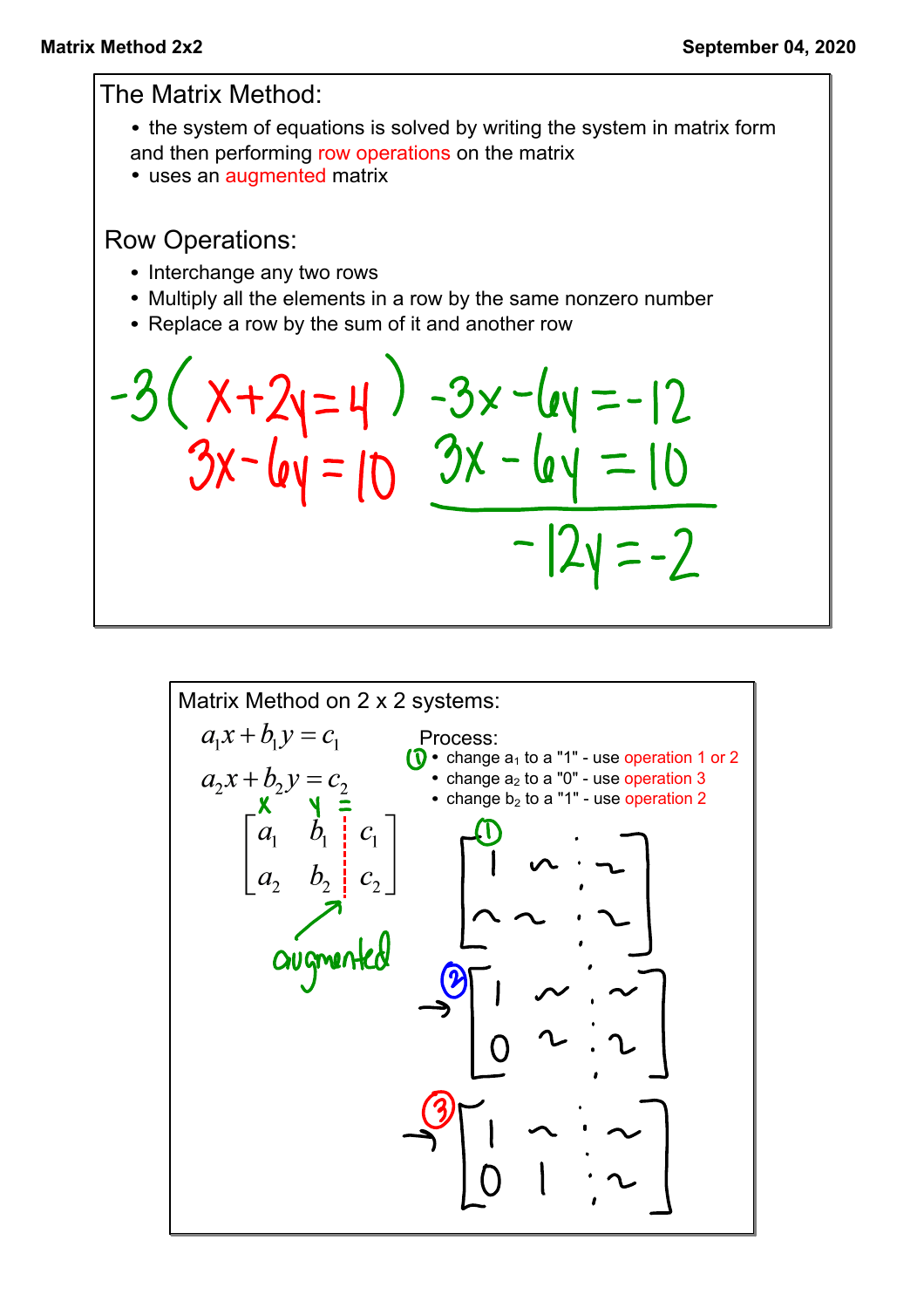# The Matrix Method:

- the system of equations is solved by writing the system in matrix form and then performing row operations on the matrix
- uses an augmented matrix

## Row Operations:

- Interchange any two rows
- Multiply all the elements in a row by the same nonzero number
- Replace a row by the sum of it and another row

$$-3(x+2y=4) \quad -3x-6y=-12$$
$$3x-6y=10 \quad 3x-6y=10$$
$$-12y=-2$$

## Matrix Method on 2 x 2 systems:

$$a_1x + b_1y = c_1$$
$$a_2x + b_2y = c_2$$

$$\left[\begin{array}{cc|c} a_1 & b_1 & c_1 \\ a_2 & b_2 & c_2 \end{array}\right]$$

(columns: x, y, =; the dashed line marks the augmented matrix)

Process:

1. change $a_1$ to a "1" - use operation 1 or 2
2. change $a_2$ to a "0" - use operation 3
3. change $b_2$ to a "1" - use operation 2

① $\left[\begin{array}{cc|c} 1 & \sim & \sim \\ \sim & \sim & \sim \end{array}\right]$

② $\left[\begin{array}{cc|c} 1 & \sim & \sim \\ 0 & \sim & \sim \end{array}\right]$

③ $\left[\begin{array}{cc|c} 1 & \sim & \sim \\ 0 & 1 & \sim \end{array}\right]$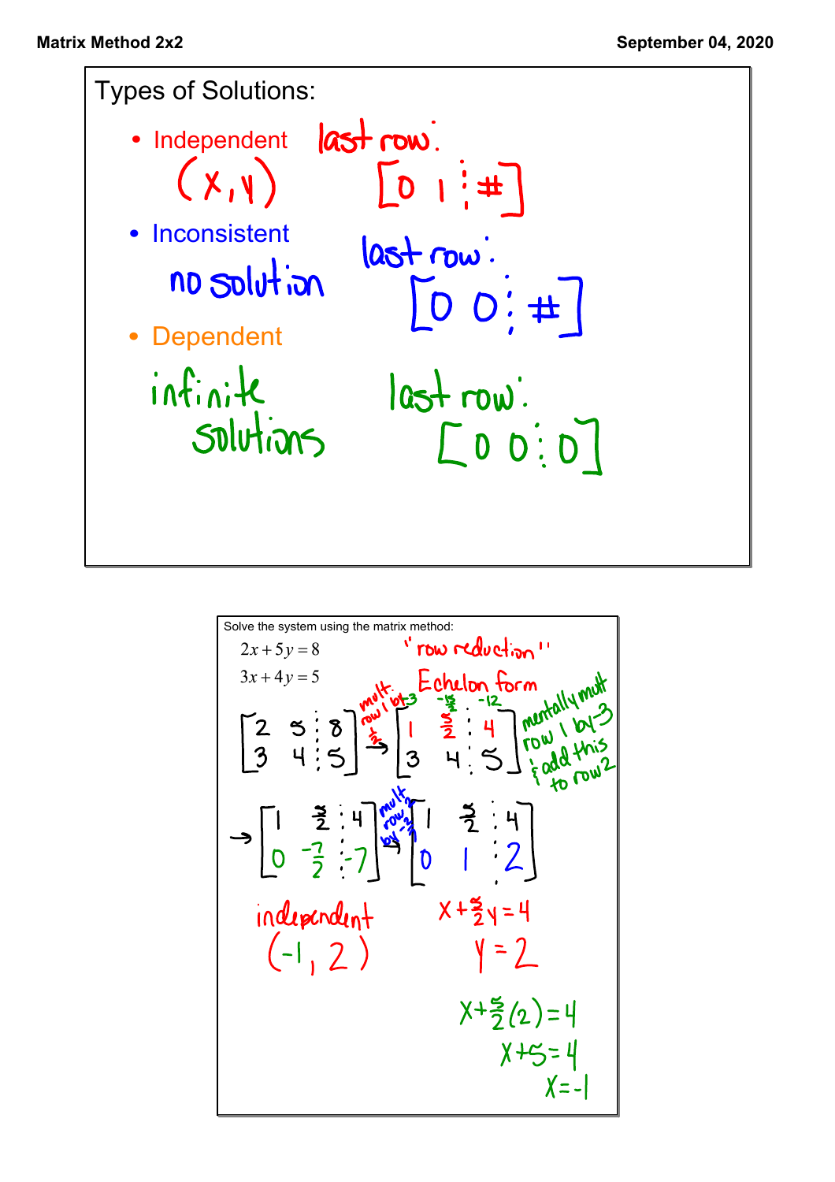## Types of Solutions:

- Independent — $(x, y)$ — last row: $\left[\begin{array}{cc|c} 0 & 1 & \# \end{array}\right]$
- Inconsistent — no solution — last row: $\left[\begin{array}{cc|c} 0 & 0 & \# \end{array}\right]$
- Dependent — infinite solutions — last row: $\left[\begin{array}{cc|c} 0 & 0 & 0 \end{array}\right]$

---

Solve the system using the matrix method:

$$2x + 5y = 8$$
$$3x + 4y = 5$$

"row reduction"

Echelon form

$$\left[\begin{array}{cc|c} 2 & 5 & 8 \\ 3 & 4 & 5 \end{array}\right] \xrightarrow{\text{mult. row 1 by } \frac{1}{2}} \left[\begin{array}{cc|c} 1 & \frac{5}{2} & 4 \\ 3 & 4 & 5 \end{array}\right]$$

(above row 1: $-3$, $-\frac{15}{2}$, $-12$) mentally mult row 1 by $-3$ & add this to row 2

$$\rightarrow \left[\begin{array}{cc|c} 1 & \frac{5}{2} & 4 \\ 0 & -\frac{7}{2} & -7 \end{array}\right] \xrightarrow{\text{mult row 2 by } -\frac{2}{7}} \left[\begin{array}{cc|c} 1 & \frac{5}{2} & 4 \\ 0 & 1 & 2 \end{array}\right]$$

independent

$(-1, 2)$

$x + \frac{5}{2}y = 4$

$y = 2$

$x + \frac{5}{2}(2) = 4$

$x + 5 = 4$

$x = -1$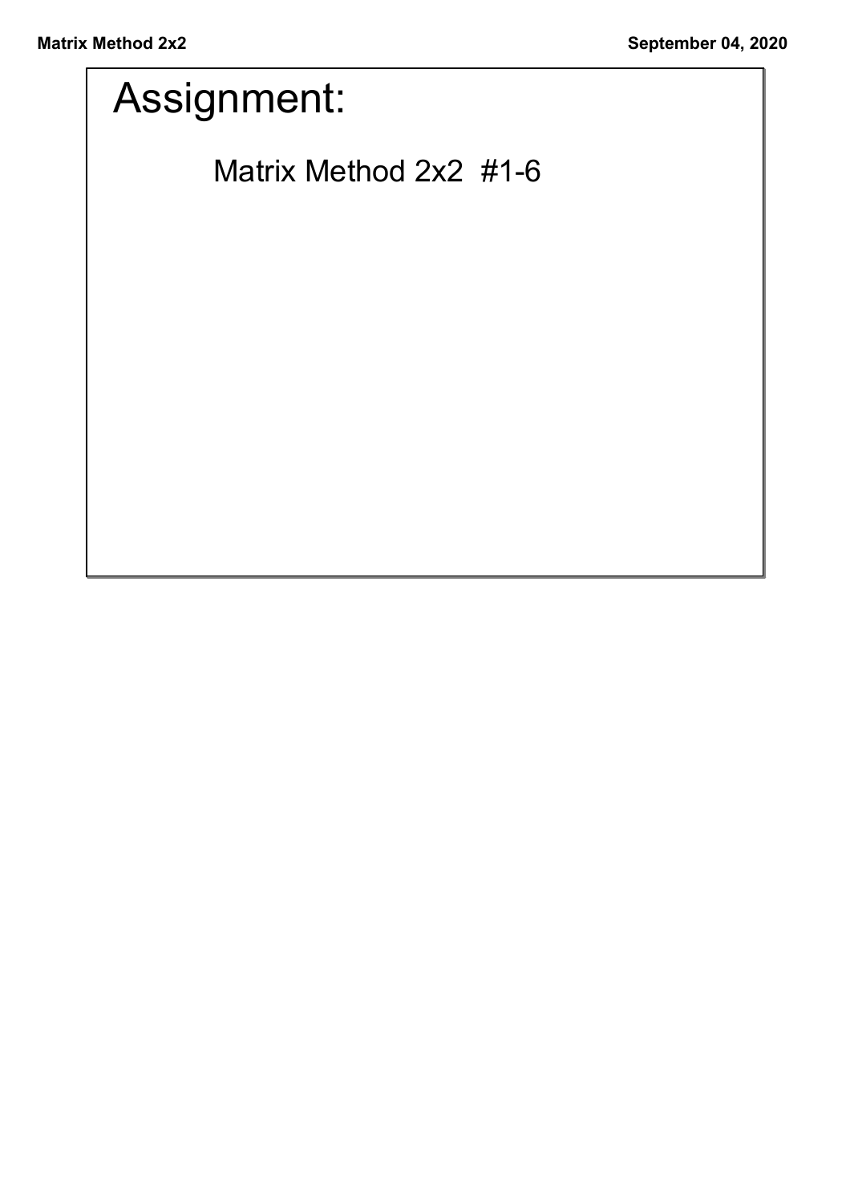# Assignment:

Matrix Method 2x2 #1-6